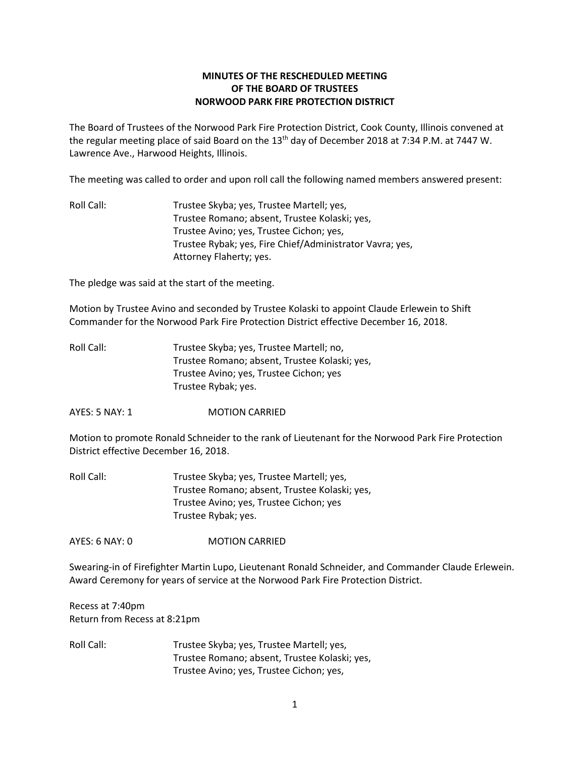**MINUTES OF THE RESCHEDULED MEETING**
**OF THE BOARD OF TRUSTEES**
**NORWOOD PARK FIRE PROTECTION DISTRICT**

The Board of Trustees of the Norwood Park Fire Protection District, Cook County, Illinois convened at the regular meeting place of said Board on the 13th day of December 2018 at 7:34 P.M. at 7447 W. Lawrence Ave., Harwood Heights, Illinois.

The meeting was called to order and upon roll call the following named members answered present:

Roll Call: Trustee Skyba; yes, Trustee Martell; yes,
Trustee Romano; absent, Trustee Kolaski; yes,
Trustee Avino; yes, Trustee Cichon; yes,
Trustee Rybak; yes, Fire Chief/Administrator Vavra; yes,
Attorney Flaherty; yes.

The pledge was said at the start of the meeting.

Motion by Trustee Avino and seconded by Trustee Kolaski to appoint Claude Erlewein to Shift Commander for the Norwood Park Fire Protection District effective December 16, 2018.

Roll Call: Trustee Skyba; yes, Trustee Martell; no,
Trustee Romano; absent, Trustee Kolaski; yes,
Trustee Avino; yes, Trustee Cichon; yes
Trustee Rybak; yes.

AYES: 5 NAY: 1 MOTION CARRIED

Motion to promote Ronald Schneider to the rank of Lieutenant for the Norwood Park Fire Protection District effective December 16, 2018.

Roll Call: Trustee Skyba; yes, Trustee Martell; yes,
Trustee Romano; absent, Trustee Kolaski; yes,
Trustee Avino; yes, Trustee Cichon; yes
Trustee Rybak; yes.

AYES: 6 NAY: 0 MOTION CARRIED

Swearing-in of Firefighter Martin Lupo, Lieutenant Ronald Schneider, and Commander Claude Erlewein. Award Ceremony for years of service at the Norwood Park Fire Protection District.

Recess at 7:40pm
Return from Recess at 8:21pm

Roll Call: Trustee Skyba; yes, Trustee Martell; yes,
Trustee Romano; absent, Trustee Kolaski; yes,
Trustee Avino; yes, Trustee Cichon; yes,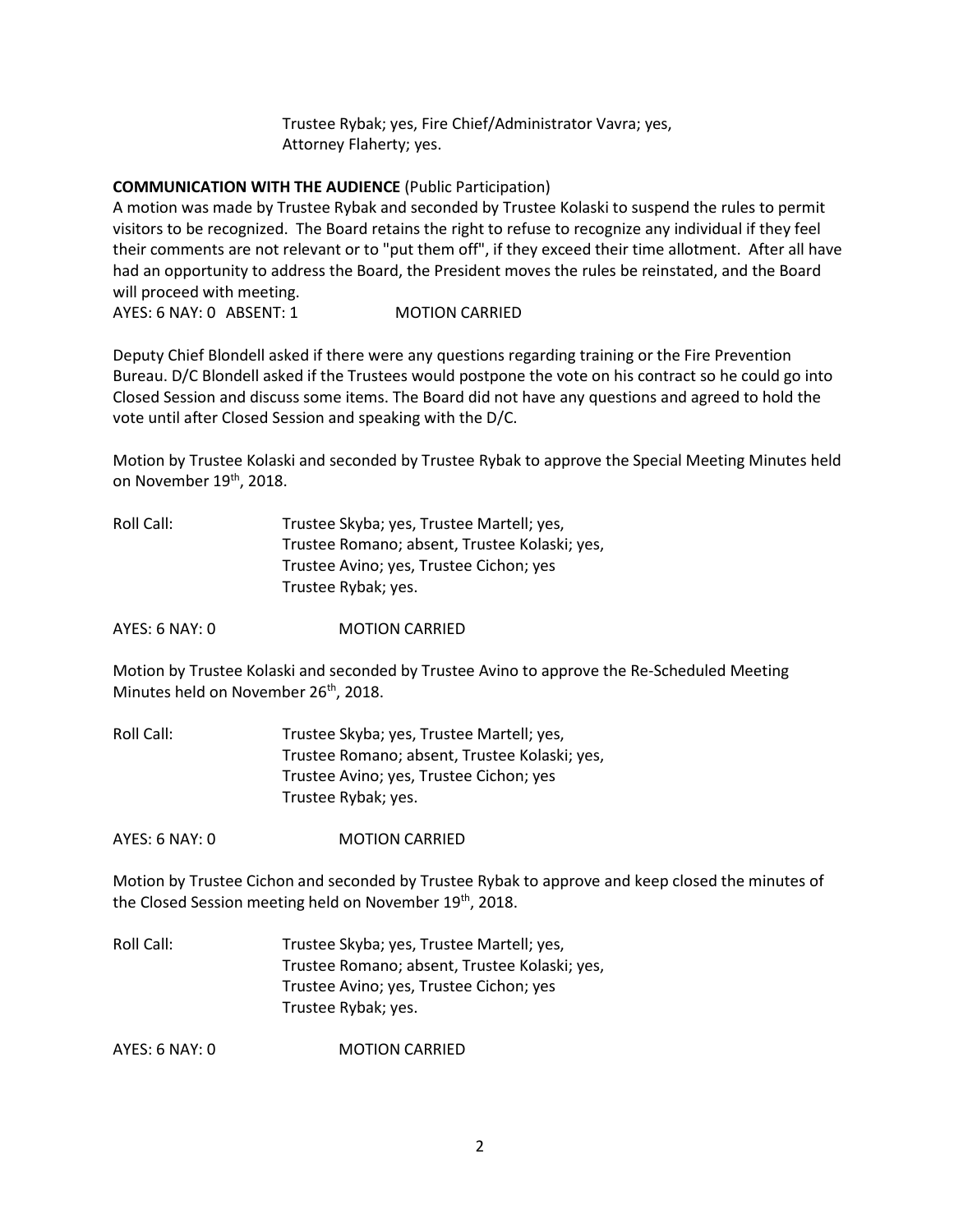Trustee Rybak; yes, Fire Chief/Administrator Vavra; yes,
Attorney Flaherty; yes.

**COMMUNICATION WITH THE AUDIENCE** (Public Participation)

A motion was made by Trustee Rybak and seconded by Trustee Kolaski to suspend the rules to permit visitors to be recognized. The Board retains the right to refuse to recognize any individual if they feel their comments are not relevant or to "put them off", if they exceed their time allotment. After all have had an opportunity to address the Board, the President moves the rules be reinstated, and the Board will proceed with meeting.

AYES: 6 NAY: 0 ABSENT: 1 MOTION CARRIED

Deputy Chief Blondell asked if there were any questions regarding training or the Fire Prevention Bureau. D/C Blondell asked if the Trustees would postpone the vote on his contract so he could go into Closed Session and discuss some items. The Board did not have any questions and agreed to hold the vote until after Closed Session and speaking with the D/C.

Motion by Trustee Kolaski and seconded by Trustee Rybak to approve the Special Meeting Minutes held on November 19th, 2018.

Roll Call: Trustee Skyba; yes, Trustee Martell; yes,
Trustee Romano; absent, Trustee Kolaski; yes,
Trustee Avino; yes, Trustee Cichon; yes
Trustee Rybak; yes.

AYES: 6 NAY: 0 MOTION CARRIED

Motion by Trustee Kolaski and seconded by Trustee Avino to approve the Re-Scheduled Meeting Minutes held on November 26th, 2018.

Roll Call: Trustee Skyba; yes, Trustee Martell; yes,
Trustee Romano; absent, Trustee Kolaski; yes,
Trustee Avino; yes, Trustee Cichon; yes
Trustee Rybak; yes.

AYES: 6 NAY: 0 MOTION CARRIED

Motion by Trustee Cichon and seconded by Trustee Rybak to approve and keep closed the minutes of the Closed Session meeting held on November 19th, 2018.

Roll Call: Trustee Skyba; yes, Trustee Martell; yes,
Trustee Romano; absent, Trustee Kolaski; yes,
Trustee Avino; yes, Trustee Cichon; yes
Trustee Rybak; yes.

AYES: 6 NAY: 0 MOTION CARRIED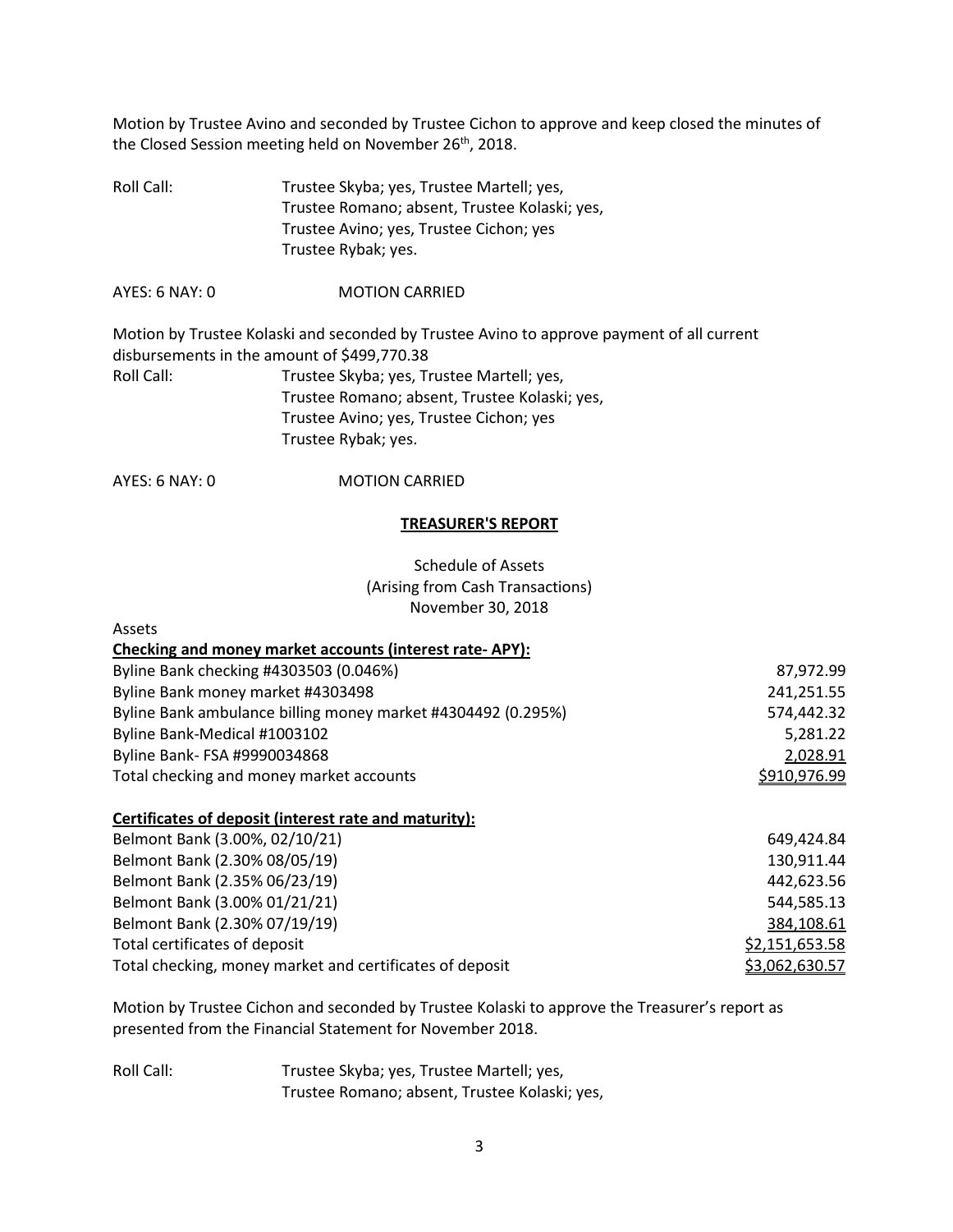Motion by Trustee Avino and seconded by Trustee Cichon to approve and keep closed the minutes of the Closed Session meeting held on November 26th, 2018.

Roll Call: Trustee Skyba; yes, Trustee Martell; yes,
Trustee Romano; absent, Trustee Kolaski; yes,
Trustee Avino; yes, Trustee Cichon; yes
Trustee Rybak; yes.

AYES: 6 NAY: 0 MOTION CARRIED

Motion by Trustee Kolaski and seconded by Trustee Avino to approve payment of all current disbursements in the amount of $499,770.38

Roll Call: Trustee Skyba; yes, Trustee Martell; yes,
Trustee Romano; absent, Trustee Kolaski; yes,
Trustee Avino; yes, Trustee Cichon; yes
Trustee Rybak; yes.

AYES: 6 NAY: 0 MOTION CARRIED

## TREASURER'S REPORT

Schedule of Assets
(Arising from Cash Transactions)
November 30, 2018

Assets

| **Checking and money market accounts (interest rate- APY):** | |
|---|---|
| Byline Bank checking #4303503 (0.046%) | 87,972.99 |
| Byline Bank money market #4303498 | 241,251.55 |
| Byline Bank ambulance billing money market #4304492 (0.295%) | 574,442.32 |
| Byline Bank-Medical #1003102 | 5,281.22 |
| Byline Bank- FSA #9990034868 | 2,028.91 |
| Total checking and money market accounts | $910,976.99 |

| **Certificates of deposit (interest rate and maturity):** | |
|---|---|
| Belmont Bank (3.00%, 02/10/21) | 649,424.84 |
| Belmont Bank (2.30% 08/05/19) | 130,911.44 |
| Belmont Bank (2.35% 06/23/19) | 442,623.56 |
| Belmont Bank (3.00% 01/21/21) | 544,585.13 |
| Belmont Bank (2.30% 07/19/19) | 384,108.61 |
| Total certificates of deposit | $2,151,653.58 |
| Total checking, money market and certificates of deposit | $3,062,630.57 |

Motion by Trustee Cichon and seconded by Trustee Kolaski to approve the Treasurer's report as presented from the Financial Statement for November 2018.

Roll Call: Trustee Skyba; yes, Trustee Martell; yes,
Trustee Romano; absent, Trustee Kolaski; yes,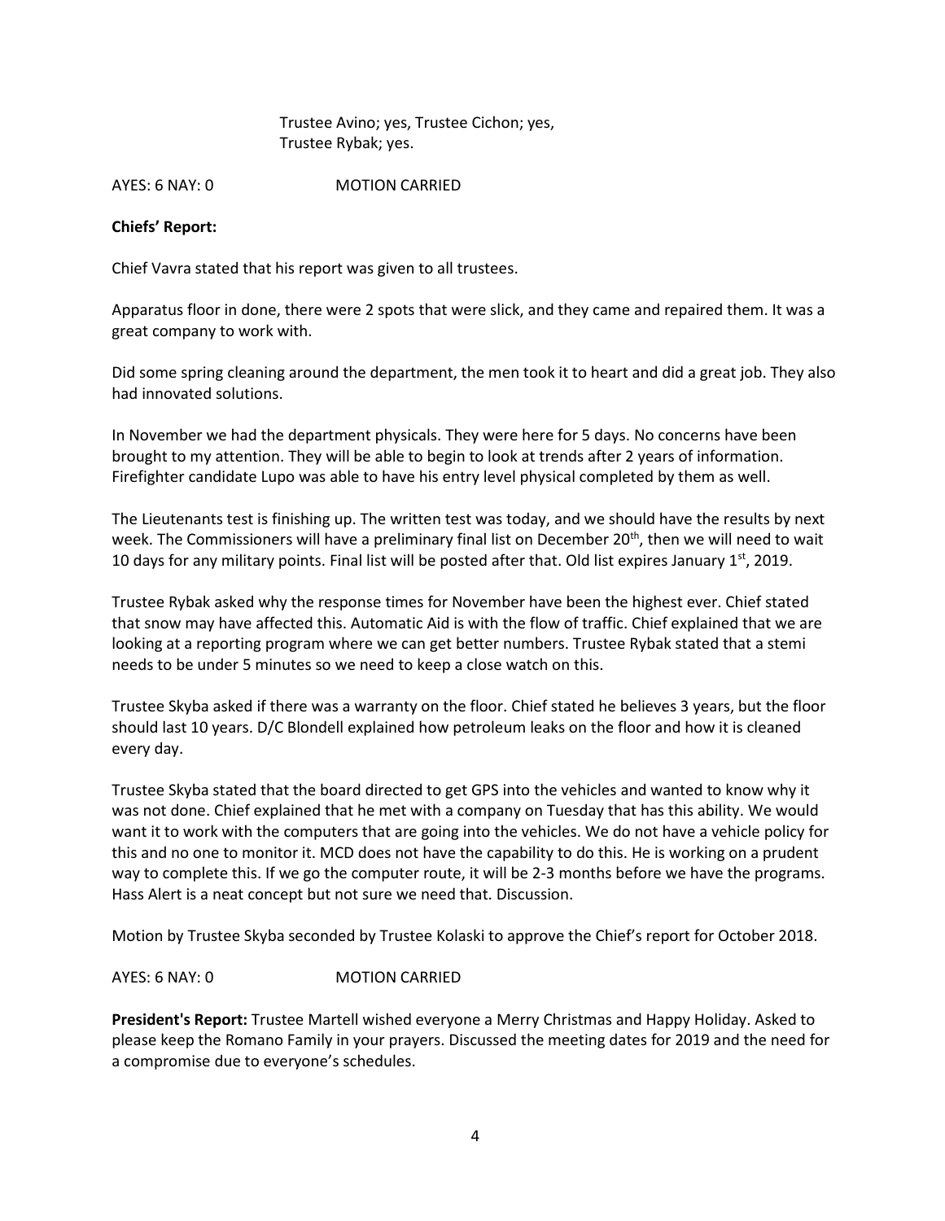Trustee Avino; yes, Trustee Cichon; yes,
Trustee Rybak; yes.

AYES: 6 NAY: 0 MOTION CARRIED

**Chiefs' Report:**

Chief Vavra stated that his report was given to all trustees.

Apparatus floor in done, there were 2 spots that were slick, and they came and repaired them. It was a great company to work with.

Did some spring cleaning around the department, the men took it to heart and did a great job. They also had innovated solutions.

In November we had the department physicals. They were here for 5 days. No concerns have been brought to my attention. They will be able to begin to look at trends after 2 years of information. Firefighter candidate Lupo was able to have his entry level physical completed by them as well.

The Lieutenants test is finishing up. The written test was today, and we should have the results by next week. The Commissioners will have a preliminary final list on December 20th, then we will need to wait 10 days for any military points. Final list will be posted after that. Old list expires January 1st, 2019.

Trustee Rybak asked why the response times for November have been the highest ever. Chief stated that snow may have affected this. Automatic Aid is with the flow of traffic. Chief explained that we are looking at a reporting program where we can get better numbers. Trustee Rybak stated that a stemi needs to be under 5 minutes so we need to keep a close watch on this.

Trustee Skyba asked if there was a warranty on the floor. Chief stated he believes 3 years, but the floor should last 10 years. D/C Blondell explained how petroleum leaks on the floor and how it is cleaned every day.

Trustee Skyba stated that the board directed to get GPS into the vehicles and wanted to know why it was not done. Chief explained that he met with a company on Tuesday that has this ability. We would want it to work with the computers that are going into the vehicles. We do not have a vehicle policy for this and no one to monitor it. MCD does not have the capability to do this. He is working on a prudent way to complete this. If we go the computer route, it will be 2-3 months before we have the programs. Hass Alert is a neat concept but not sure we need that. Discussion.

Motion by Trustee Skyba seconded by Trustee Kolaski to approve the Chief's report for October 2018.

AYES: 6 NAY: 0 MOTION CARRIED

**President's Report:** Trustee Martell wished everyone a Merry Christmas and Happy Holiday. Asked to please keep the Romano Family in your prayers. Discussed the meeting dates for 2019 and the need for a compromise due to everyone's schedules.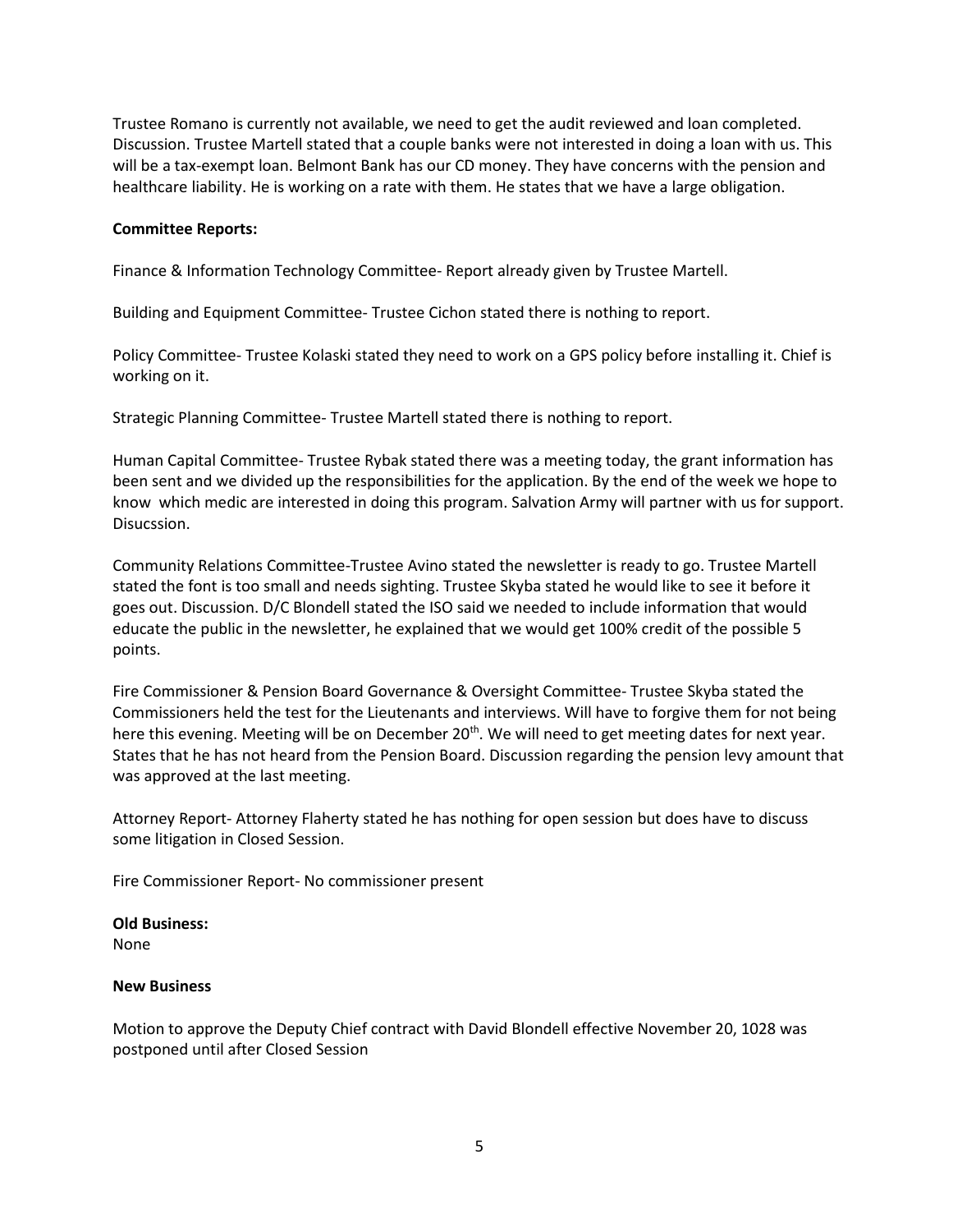Trustee Romano is currently not available, we need to get the audit reviewed and loan completed. Discussion. Trustee Martell stated that a couple banks were not interested in doing a loan with us. This will be a tax-exempt loan. Belmont Bank has our CD money. They have concerns with the pension and healthcare liability. He is working on a rate with them. He states that we have a large obligation.

**Committee Reports:**

Finance & Information Technology Committee- Report already given by Trustee Martell.

Building and Equipment Committee- Trustee Cichon stated there is nothing to report.

Policy Committee- Trustee Kolaski stated they need to work on a GPS policy before installing it. Chief is working on it.

Strategic Planning Committee- Trustee Martell stated there is nothing to report.

Human Capital Committee- Trustee Rybak stated there was a meeting today, the grant information has been sent and we divided up the responsibilities for the application. By the end of the week we hope to know which medic are interested in doing this program. Salvation Army will partner with us for support. Disucssion.

Community Relations Committee-Trustee Avino stated the newsletter is ready to go. Trustee Martell stated the font is too small and needs sighting. Trustee Skyba stated he would like to see it before it goes out. Discussion. D/C Blondell stated the ISO said we needed to include information that would educate the public in the newsletter, he explained that we would get 100% credit of the possible 5 points.

Fire Commissioner & Pension Board Governance & Oversight Committee- Trustee Skyba stated the Commissioners held the test for the Lieutenants and interviews. Will have to forgive them for not being here this evening. Meeting will be on December 20th. We will need to get meeting dates for next year. States that he has not heard from the Pension Board. Discussion regarding the pension levy amount that was approved at the last meeting.

Attorney Report- Attorney Flaherty stated he has nothing for open session but does have to discuss some litigation in Closed Session.

Fire Commissioner Report- No commissioner present

**Old Business:**
None

**New Business**

Motion to approve the Deputy Chief contract with David Blondell effective November 20, 1028 was postponed until after Closed Session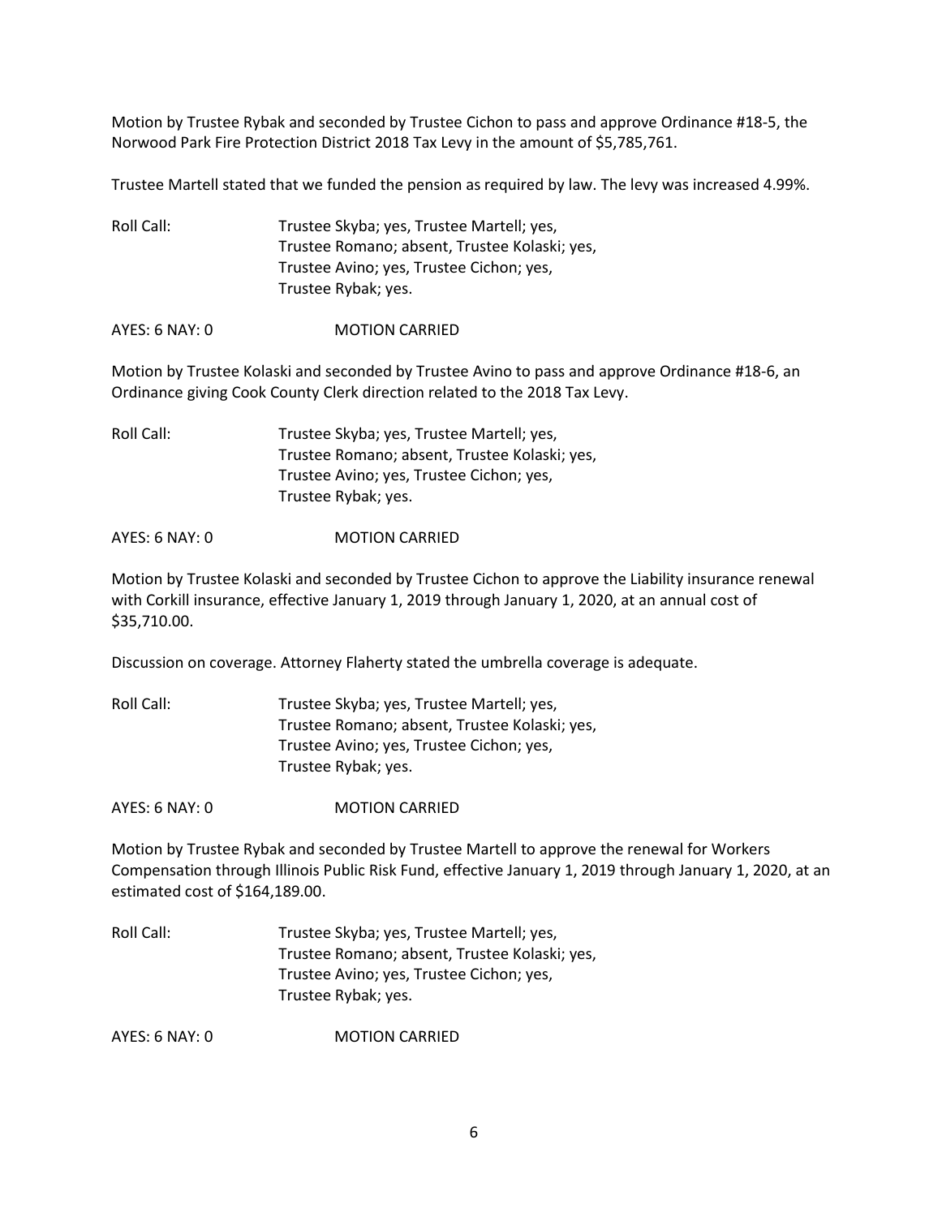Motion by Trustee Rybak and seconded by Trustee Cichon to pass and approve Ordinance #18-5, the Norwood Park Fire Protection District 2018 Tax Levy in the amount of $5,785,761.

Trustee Martell stated that we funded the pension as required by law. The levy was increased 4.99%.

Roll Call: Trustee Skyba; yes, Trustee Martell; yes,
Trustee Romano; absent, Trustee Kolaski; yes,
Trustee Avino; yes, Trustee Cichon; yes,
Trustee Rybak; yes.

AYES: 6 NAY: 0 MOTION CARRIED

Motion by Trustee Kolaski and seconded by Trustee Avino to pass and approve Ordinance #18-6, an Ordinance giving Cook County Clerk direction related to the 2018 Tax Levy.

Roll Call: Trustee Skyba; yes, Trustee Martell; yes,
Trustee Romano; absent, Trustee Kolaski; yes,
Trustee Avino; yes, Trustee Cichon; yes,
Trustee Rybak; yes.

AYES: 6 NAY: 0 MOTION CARRIED

Motion by Trustee Kolaski and seconded by Trustee Cichon to approve the Liability insurance renewal with Corkill insurance, effective January 1, 2019 through January 1, 2020, at an annual cost of $35,710.00.

Discussion on coverage. Attorney Flaherty stated the umbrella coverage is adequate.

Roll Call: Trustee Skyba; yes, Trustee Martell; yes,
Trustee Romano; absent, Trustee Kolaski; yes,
Trustee Avino; yes, Trustee Cichon; yes,
Trustee Rybak; yes.

AYES: 6 NAY: 0 MOTION CARRIED

Motion by Trustee Rybak and seconded by Trustee Martell to approve the renewal for Workers Compensation through Illinois Public Risk Fund, effective January 1, 2019 through January 1, 2020, at an estimated cost of $164,189.00.

Roll Call: Trustee Skyba; yes, Trustee Martell; yes,
Trustee Romano; absent, Trustee Kolaski; yes,
Trustee Avino; yes, Trustee Cichon; yes,
Trustee Rybak; yes.

AYES: 6 NAY: 0 MOTION CARRIED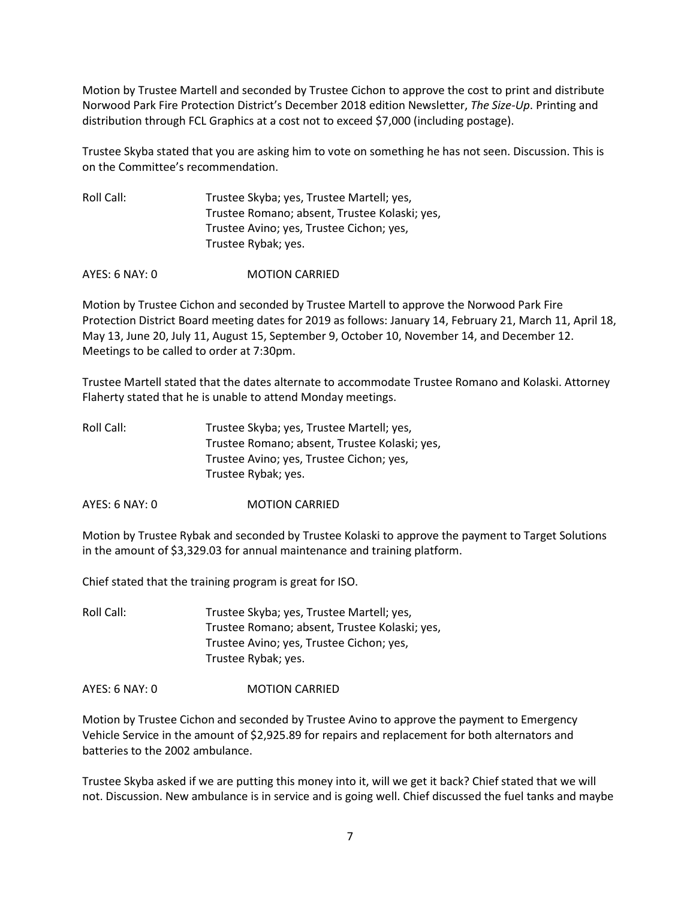Motion by Trustee Martell and seconded by Trustee Cichon to approve the cost to print and distribute Norwood Park Fire Protection District's December 2018 edition Newsletter, *The Size-Up*. Printing and distribution through FCL Graphics at a cost not to exceed $7,000 (including postage).

Trustee Skyba stated that you are asking him to vote on something he has not seen. Discussion. This is on the Committee's recommendation.

Roll Call: Trustee Skyba; yes, Trustee Martell; yes,
Trustee Romano; absent, Trustee Kolaski; yes,
Trustee Avino; yes, Trustee Cichon; yes,
Trustee Rybak; yes.

AYES: 6 NAY: 0 MOTION CARRIED

Motion by Trustee Cichon and seconded by Trustee Martell to approve the Norwood Park Fire Protection District Board meeting dates for 2019 as follows: January 14, February 21, March 11, April 18, May 13, June 20, July 11, August 15, September 9, October 10, November 14, and December 12. Meetings to be called to order at 7:30pm.

Trustee Martell stated that the dates alternate to accommodate Trustee Romano and Kolaski. Attorney Flaherty stated that he is unable to attend Monday meetings.

Roll Call: Trustee Skyba; yes, Trustee Martell; yes,
Trustee Romano; absent, Trustee Kolaski; yes,
Trustee Avino; yes, Trustee Cichon; yes,
Trustee Rybak; yes.

AYES: 6 NAY: 0 MOTION CARRIED

Motion by Trustee Rybak and seconded by Trustee Kolaski to approve the payment to Target Solutions in the amount of $3,329.03 for annual maintenance and training platform.

Chief stated that the training program is great for ISO.

Roll Call: Trustee Skyba; yes, Trustee Martell; yes,
Trustee Romano; absent, Trustee Kolaski; yes,
Trustee Avino; yes, Trustee Cichon; yes,
Trustee Rybak; yes.

AYES: 6 NAY: 0 MOTION CARRIED

Motion by Trustee Cichon and seconded by Trustee Avino to approve the payment to Emergency Vehicle Service in the amount of $2,925.89 for repairs and replacement for both alternators and batteries to the 2002 ambulance.

Trustee Skyba asked if we are putting this money into it, will we get it back? Chief stated that we will not. Discussion. New ambulance is in service and is going well. Chief discussed the fuel tanks and maybe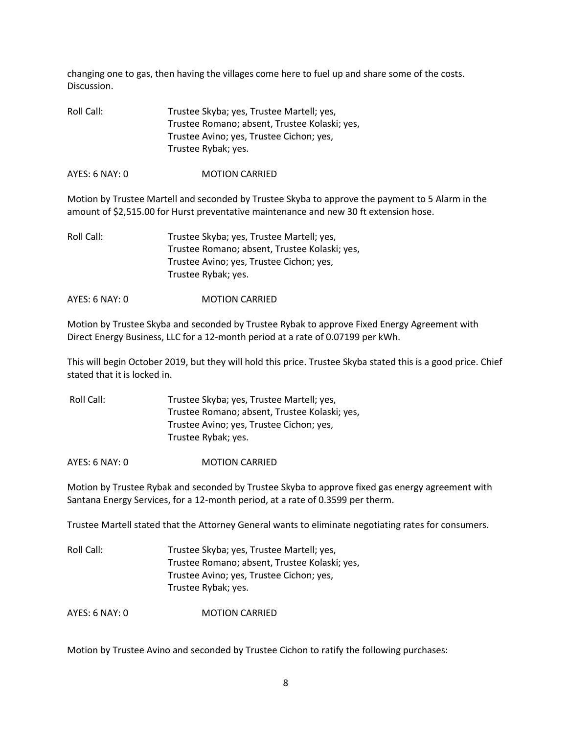changing one to gas, then having the villages come here to fuel up and share some of the costs. Discussion.

Roll Call: Trustee Skyba; yes, Trustee Martell; yes, Trustee Romano; absent, Trustee Kolaski; yes, Trustee Avino; yes, Trustee Cichon; yes, Trustee Rybak; yes.

AYES: 6 NAY: 0 MOTION CARRIED

Motion by Trustee Martell and seconded by Trustee Skyba to approve the payment to 5 Alarm in the amount of $2,515.00 for Hurst preventative maintenance and new 30 ft extension hose.

Roll Call: Trustee Skyba; yes, Trustee Martell; yes, Trustee Romano; absent, Trustee Kolaski; yes, Trustee Avino; yes, Trustee Cichon; yes, Trustee Rybak; yes.

AYES: 6 NAY: 0 MOTION CARRIED

Motion by Trustee Skyba and seconded by Trustee Rybak to approve Fixed Energy Agreement with Direct Energy Business, LLC for a 12-month period at a rate of 0.07199 per kWh.

This will begin October 2019, but they will hold this price. Trustee Skyba stated this is a good price. Chief stated that it is locked in.

Roll Call: Trustee Skyba; yes, Trustee Martell; yes, Trustee Romano; absent, Trustee Kolaski; yes, Trustee Avino; yes, Trustee Cichon; yes, Trustee Rybak; yes.

AYES: 6 NAY: 0 MOTION CARRIED

Motion by Trustee Rybak and seconded by Trustee Skyba to approve fixed gas energy agreement with Santana Energy Services, for a 12-month period, at a rate of 0.3599 per therm.

Trustee Martell stated that the Attorney General wants to eliminate negotiating rates for consumers.

Roll Call: Trustee Skyba; yes, Trustee Martell; yes, Trustee Romano; absent, Trustee Kolaski; yes, Trustee Avino; yes, Trustee Cichon; yes, Trustee Rybak; yes.

AYES: 6 NAY: 0 MOTION CARRIED

Motion by Trustee Avino and seconded by Trustee Cichon to ratify the following purchases: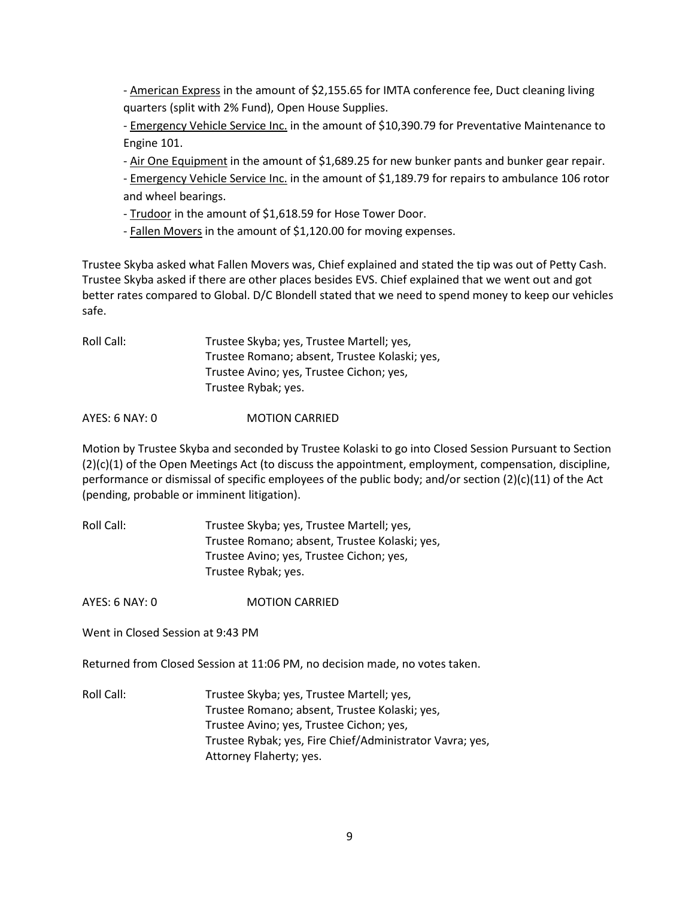- <u>American Express</u> in the amount of $2,155.65 for IMTA conference fee, Duct cleaning living quarters (split with 2% Fund), Open House Supplies.

- <u>Emergency Vehicle Service Inc.</u> in the amount of $10,390.79 for Preventative Maintenance to Engine 101.

- <u>Air One Equipment</u> in the amount of $1,689.25 for new bunker pants and bunker gear repair.

- <u>Emergency Vehicle Service Inc.</u> in the amount of $1,189.79 for repairs to ambulance 106 rotor and wheel bearings.

- <u>Trudoor</u> in the amount of $1,618.59 for Hose Tower Door.

- <u>Fallen Movers</u> in the amount of $1,120.00 for moving expenses.

Trustee Skyba asked what Fallen Movers was, Chief explained and stated the tip was out of Petty Cash. Trustee Skyba asked if there are other places besides EVS. Chief explained that we went out and got better rates compared to Global. D/C Blondell stated that we need to spend money to keep our vehicles safe.

Roll Call: Trustee Skyba; yes, Trustee Martell; yes,
Trustee Romano; absent, Trustee Kolaski; yes,
Trustee Avino; yes, Trustee Cichon; yes,
Trustee Rybak; yes.

AYES: 6 NAY: 0 MOTION CARRIED

Motion by Trustee Skyba and seconded by Trustee Kolaski to go into Closed Session Pursuant to Section (2)(c)(1) of the Open Meetings Act (to discuss the appointment, employment, compensation, discipline, performance or dismissal of specific employees of the public body; and/or section (2)(c)(11) of the Act (pending, probable or imminent litigation).

Roll Call: Trustee Skyba; yes, Trustee Martell; yes,
Trustee Romano; absent, Trustee Kolaski; yes,
Trustee Avino; yes, Trustee Cichon; yes,
Trustee Rybak; yes.

AYES: 6 NAY: 0 MOTION CARRIED

Went in Closed Session at 9:43 PM

Returned from Closed Session at 11:06 PM, no decision made, no votes taken.

Roll Call: Trustee Skyba; yes, Trustee Martell; yes,
Trustee Romano; absent, Trustee Kolaski; yes,
Trustee Avino; yes, Trustee Cichon; yes,
Trustee Rybak; yes, Fire Chief/Administrator Vavra; yes,
Attorney Flaherty; yes.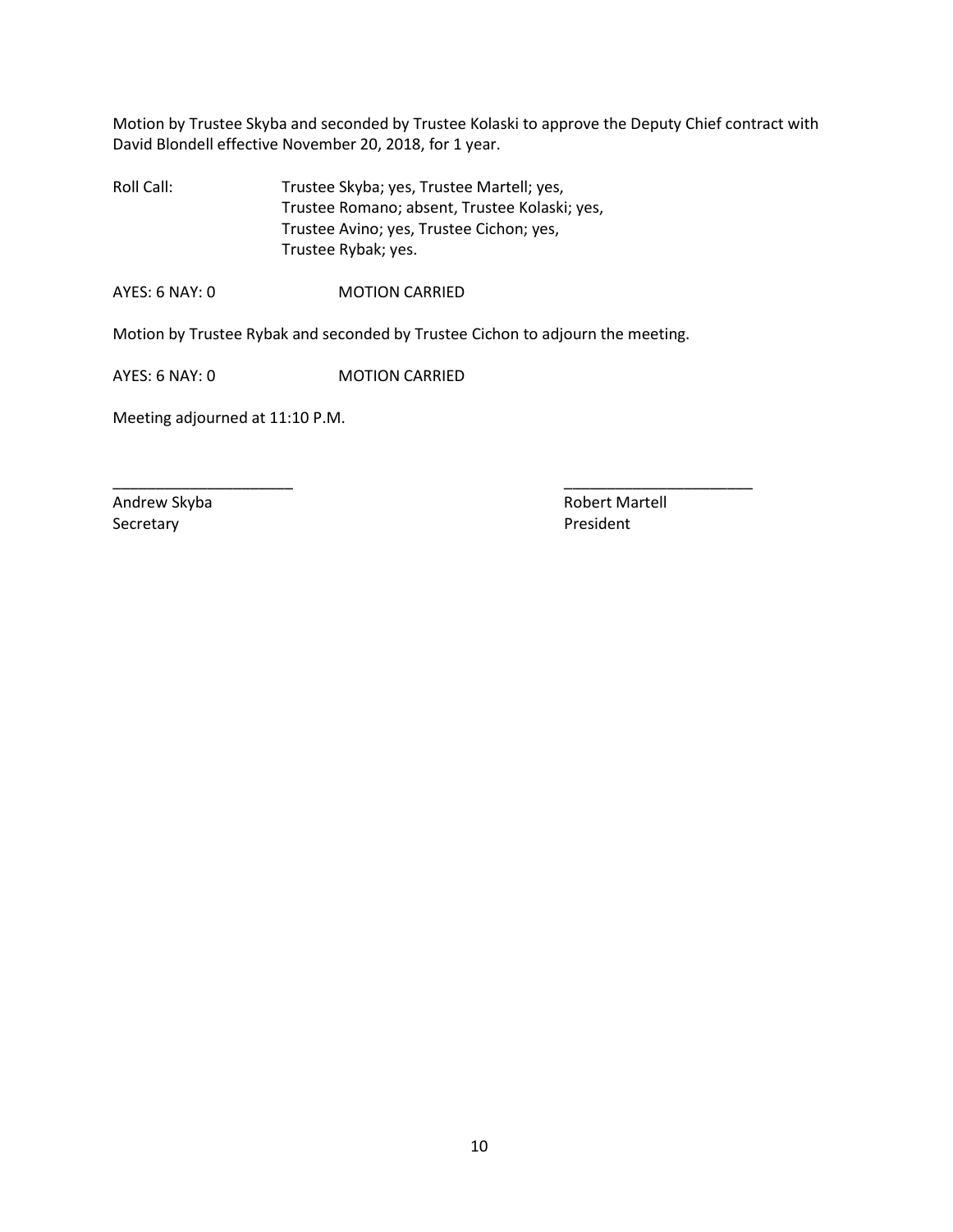Motion by Trustee Skyba and seconded by Trustee Kolaski to approve the Deputy Chief contract with David Blondell effective November 20, 2018, for 1 year.

Roll Call: Trustee Skyba; yes, Trustee Martell; yes,
Trustee Romano; absent, Trustee Kolaski; yes,
Trustee Avino; yes, Trustee Cichon; yes,
Trustee Rybak; yes.

AYES: 6 NAY: 0 MOTION CARRIED

Motion by Trustee Rybak and seconded by Trustee Cichon to adjourn the meeting.

AYES: 6 NAY: 0 MOTION CARRIED

Meeting adjourned at 11:10 P.M.

_____________________ _____________________

Andrew Skyba
Secretary

Robert Martell
President